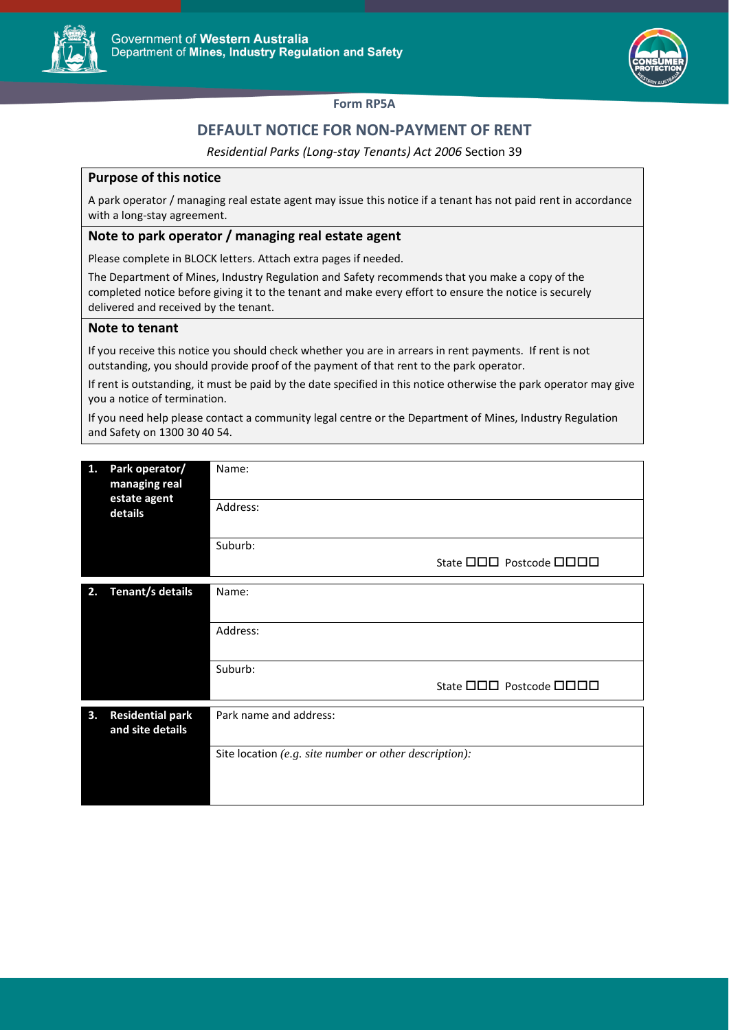Government of **Western Australia**
Department of **Mines, Industry Regulation and Safety**

**Form RP5A**

# DEFAULT NOTICE FOR NON-PAYMENT OF RENT

*Residential Parks (Long-stay Tenants) Act 2006* Section 39

## Purpose of this notice

A park operator / managing real estate agent may issue this notice if a tenant has not paid rent in accordance with a long-stay agreement.

## Note to park operator / managing real estate agent

Please complete in BLOCK letters. Attach extra pages if needed.

The Department of Mines, Industry Regulation and Safety recommends that you make a copy of the completed notice before giving it to the tenant and make every effort to ensure the notice is securely delivered and received by the tenant.

## Note to tenant

If you receive this notice you should check whether you are in arrears in rent payments. If rent is not outstanding, you should provide proof of the payment of that rent to the park operator.

If rent is outstanding, it must be paid by the date specified in this notice otherwise the park operator may give you a notice of termination.

If you need help please contact a community legal centre or the Department of Mines, Industry Regulation and Safety on 1300 30 40 54.

| | |
|---|---|
| **1. Park operator/ managing real estate agent details** | Name: |
| | Address: |
| | Suburb: State ☐☐☐ Postcode ☐☐☐☐ |

| | |
|---|---|
| **2. Tenant/s details** | Name: |
| | Address: |
| | Suburb: State ☐☐☐ Postcode ☐☐☐☐ |

| | |
|---|---|
| **3. Residential park and site details** | Park name and address: |
| | Site location *(e.g. site number or other description):* |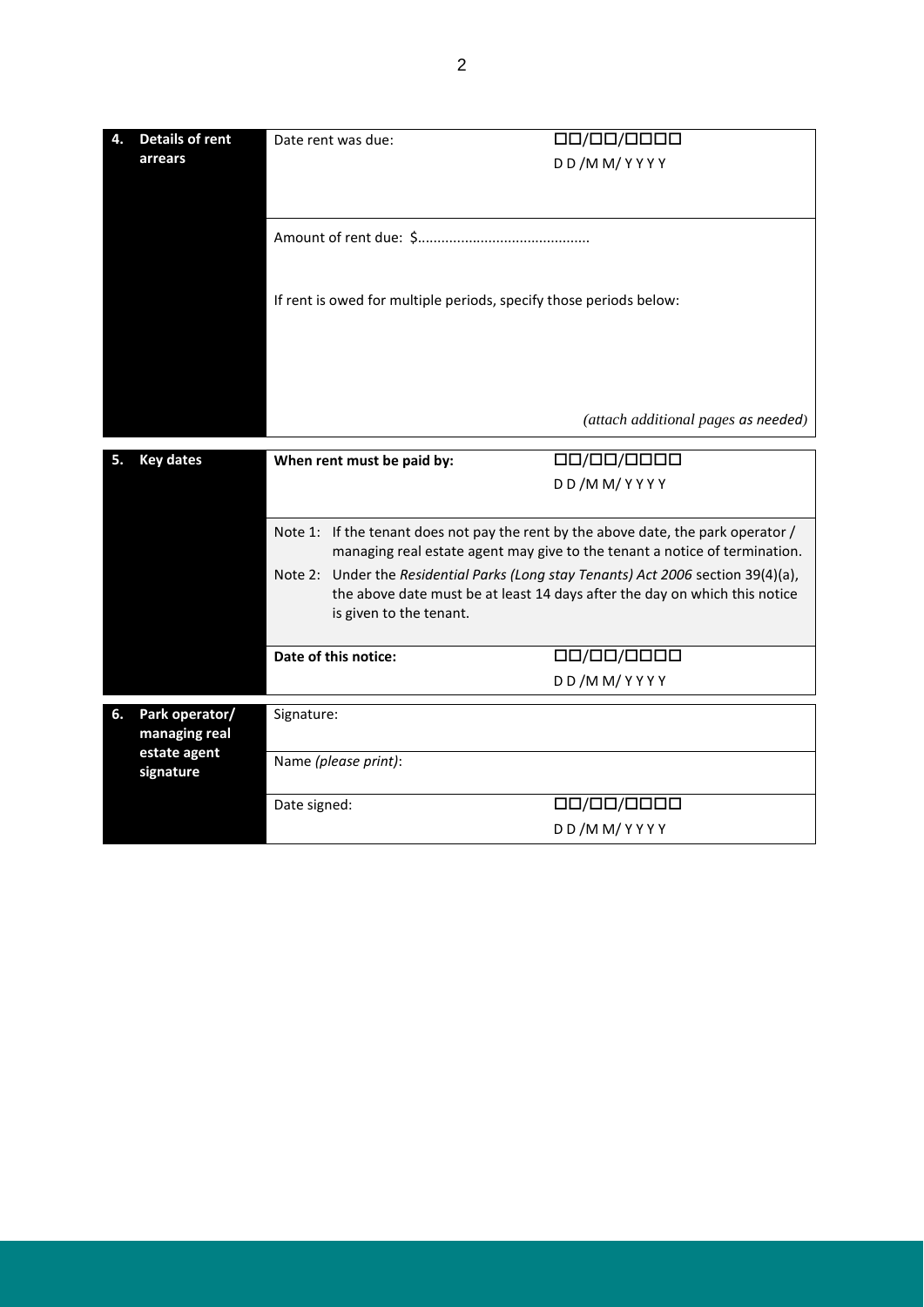| | | |
|---|---|---|
| **4. Details of rent arrears** | Date rent was due: | □□/□□/□□□□<br>D D /M M/ Y Y Y Y |
| | Amount of rent due: $........................................... | |
| | If rent is owed for multiple periods, specify those periods below:<br><br>*(attach additional pages as needed)* | |

| | | |
|---|---|---|
| **5. Key dates** | **When rent must be paid by:** | □□/□□/□□□□<br>D D /M M/ Y Y Y Y |
| | Note 1: If the tenant does not pay the rent by the above date, the park operator / managing real estate agent may give to the tenant a notice of termination.<br>Note 2: Under the *Residential Parks (Long stay Tenants) Act 2006* section 39(4)(a), the above date must be at least 14 days after the day on which this notice is given to the tenant. | |
| | **Date of this notice:** | □□/□□/□□□□<br>D D /M M/ Y Y Y Y |

| | | |
|---|---|---|
| **6. Park operator/ managing real estate agent signature** | Signature: | |
| | Name *(please print)*: | |
| | Date signed: | □□/□□/□□□□<br>D D /M M/ Y Y Y Y |